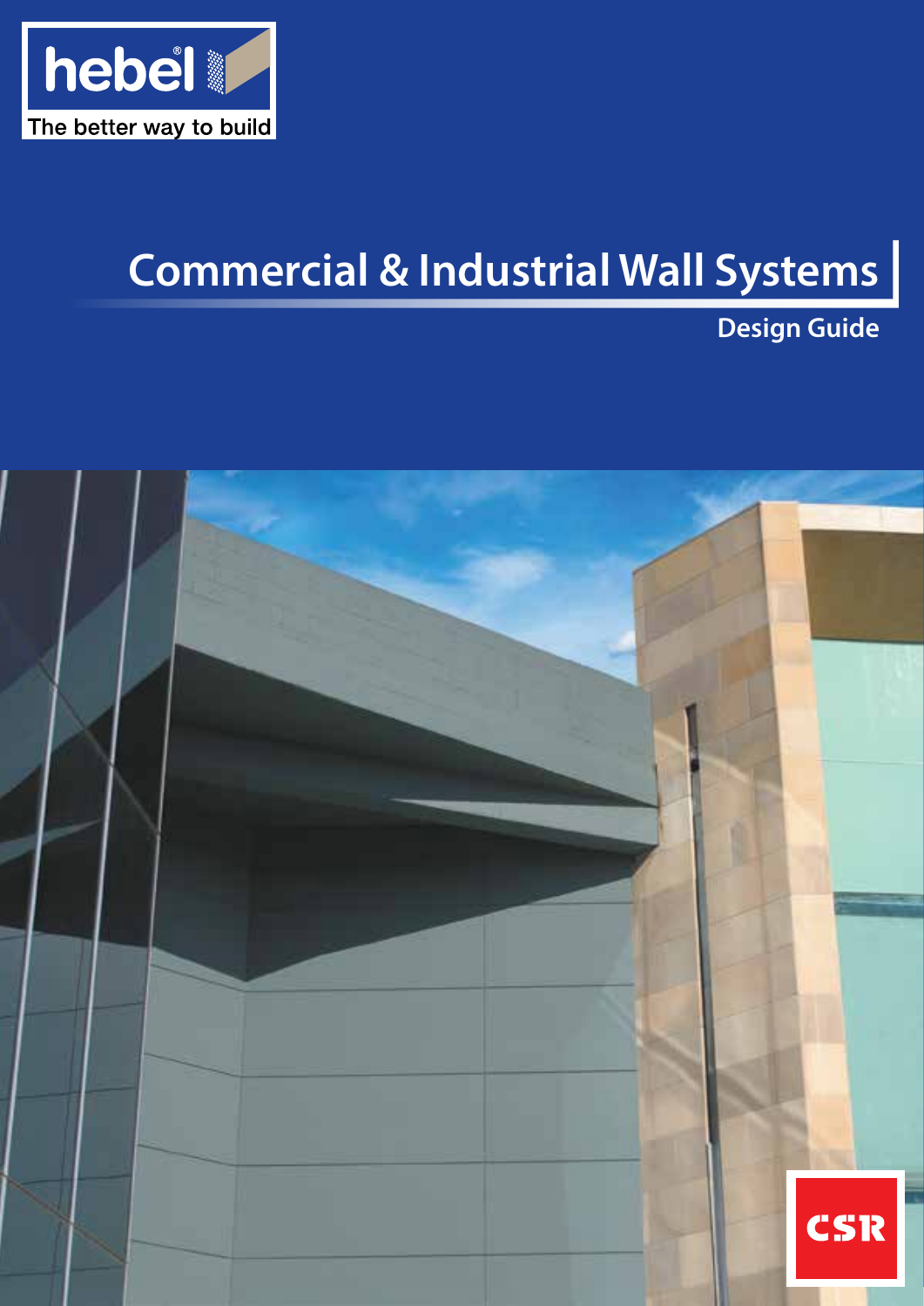hebel®

The better way to build

# Commercial & Industrial Wall Systems

## Design Guide

CSR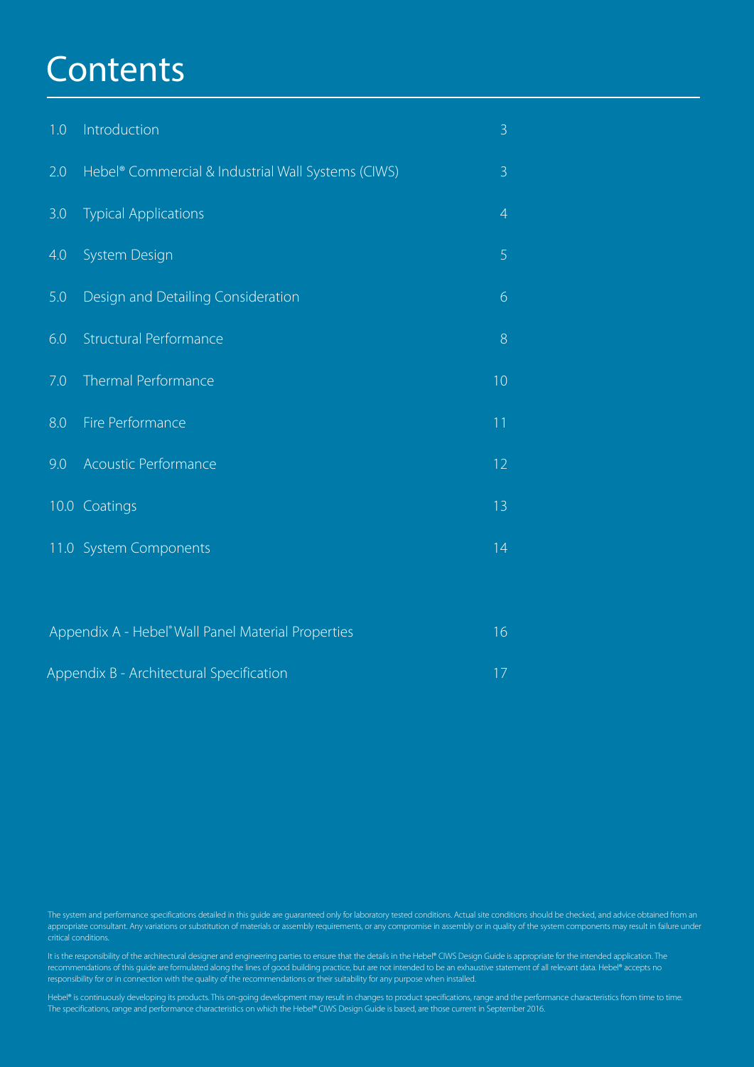# Contents

| | | |
|---|---|---|
| 1.0 | Introduction | 3 |
| 2.0 | Hebel® Commercial & Industrial Wall Systems (CIWS) | 3 |
| 3.0 | Typical Applications | 4 |
| 4.0 | System Design | 5 |
| 5.0 | Design and Detailing Consideration | 6 |
| 6.0 | Structural Performance | 8 |
| 7.0 | Thermal Performance | 10 |
| 8.0 | Fire Performance | 11 |
| 9.0 | Acoustic Performance | 12 |
| 10.0 | Coatings | 13 |
| 11.0 | System Components | 14 |
| | Appendix A - Hebel® Wall Panel Material Properties | 16 |
| | Appendix B - Architectural Specification | 17 |

The system and performance specifications detailed in this guide are guaranteed only for laboratory tested conditions. Actual site conditions should be checked, and advice obtained from an appropriate consultant. Any variations or substitution of materials or assembly requirements, or any compromise in assembly or in quality of the system components may result in failure under critical conditions.

It is the responsibility of the architectural designer and engineering parties to ensure that the details in the Hebel® CIWS Design Guide is appropriate for the intended application. The recommendations of this guide are formulated along the lines of good building practice, but are not intended to be an exhaustive statement of all relevant data. Hebel® accepts no responsibility for or in connection with the quality of the recommendations or their suitability for any purpose when installed.

Hebel® is continuously developing its products. This on-going development may result in changes to product specifications, range and the performance characteristics from time to time. The specifications, range and performance characteristics on which the Hebel® CIWS Design Guide is based, are those current in September 2016.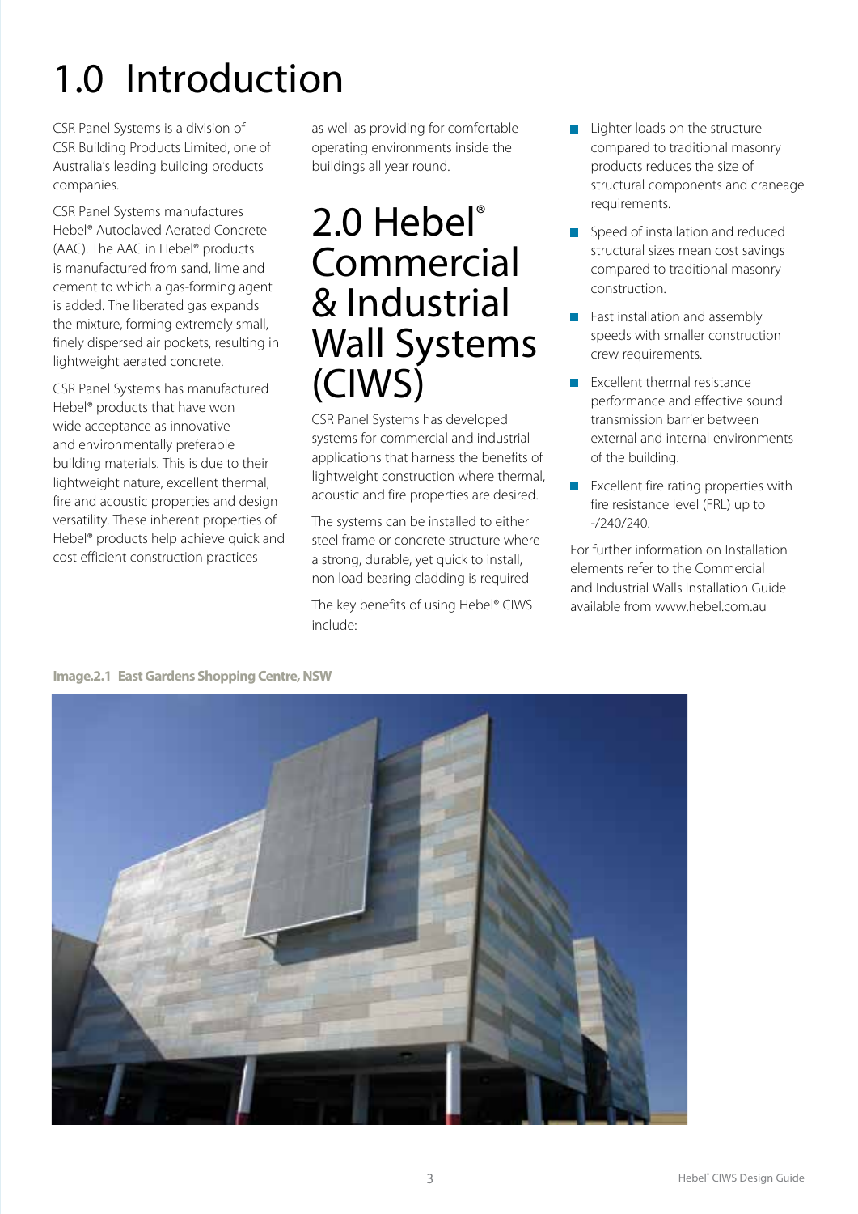# 1.0 Introduction

CSR Panel Systems is a division of CSR Building Products Limited, one of Australia's leading building products companies.

CSR Panel Systems manufactures Hebel® Autoclaved Aerated Concrete (AAC). The AAC in Hebel® products is manufactured from sand, lime and cement to which a gas-forming agent is added. The liberated gas expands the mixture, forming extremely small, finely dispersed air pockets, resulting in lightweight aerated concrete.

CSR Panel Systems has manufactured Hebel® products that have won wide acceptance as innovative and environmentally preferable building materials. This is due to their lightweight nature, excellent thermal, fire and acoustic properties and design versatility. These inherent properties of Hebel® products help achieve quick and cost efficient construction practices as well as providing for comfortable operating environments inside the buildings all year round.

# 2.0 Hebel® Commercial & Industrial Wall Systems (CIWS)

CSR Panel Systems has developed systems for commercial and industrial applications that harness the benefits of lightweight construction where thermal, acoustic and fire properties are desired.

The systems can be installed to either steel frame or concrete structure where a strong, durable, yet quick to install, non load bearing cladding is required

The key benefits of using Hebel® CIWS include:

- Lighter loads on the structure compared to traditional masonry products reduces the size of structural components and craneage requirements.
- Speed of installation and reduced structural sizes mean cost savings compared to traditional masonry construction.
- Fast installation and assembly speeds with smaller construction crew requirements.
- Excellent thermal resistance performance and effective sound transmission barrier between external and internal environments of the building.
- Excellent fire rating properties with fire resistance level (FRL) up to -/240/240.

For further information on Installation elements refer to the Commercial and Industrial Walls Installation Guide available from www.hebel.com.au

**Image.2.1 East Gardens Shopping Centre, NSW**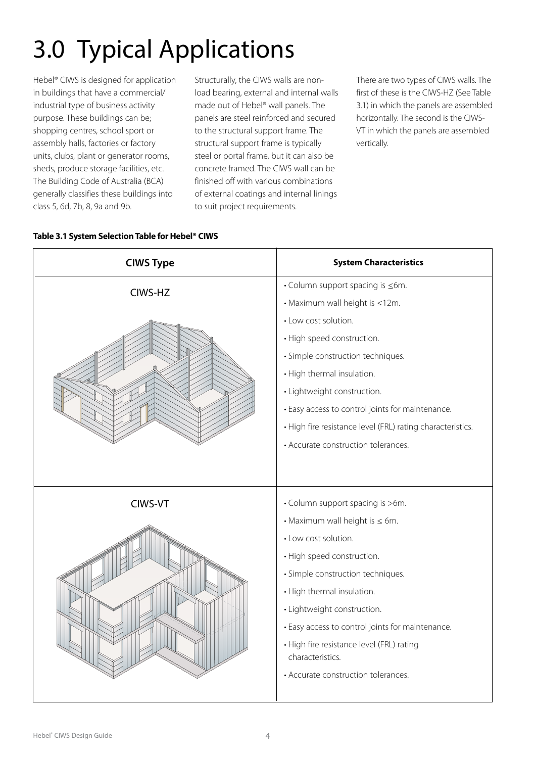# 3.0 Typical Applications

Hebel® CIWS is designed for application in buildings that have a commercial/industrial type of business activity purpose. These buildings can be; shopping centres, school sport or assembly halls, factories or factory units, clubs, plant or generator rooms, sheds, produce storage facilities, etc. The Building Code of Australia (BCA) generally classifies these buildings into class 5, 6d, 7b, 8, 9a and 9b.

Structurally, the CIWS walls are non-load bearing, external and internal walls made out of Hebel® wall panels. The panels are steel reinforced and secured to the structural support frame. The structural support frame is typically steel or portal frame, but it can also be concrete framed. The CIWS wall can be finished off with various combinations of external coatings and internal linings to suit project requirements.

There are two types of CIWS walls. The first of these is the CIWS-HZ (See Table 3.1) in which the panels are assembled horizontally. The second is the CIWS-VT in which the panels are assembled vertically.

**Table 3.1 System Selection Table for Hebel® CIWS**

| CIWS Type | System Characteristics |
| --- | --- |
| CIWS-HZ | • Column support spacing is ≤6m.<br>• Maximum wall height is ≤12m.<br>• Low cost solution.<br>• High speed construction.<br>• Simple construction techniques.<br>• High thermal insulation.<br>• Lightweight construction.<br>• Easy access to control joints for maintenance.<br>• High fire resistance level (FRL) rating characteristics.<br>• Accurate construction tolerances. |
| CIWS-VT | • Column support spacing is >6m.<br>• Maximum wall height is ≤ 6m.<br>• Low cost solution.<br>• High speed construction.<br>• Simple construction techniques.<br>• High thermal insulation.<br>• Lightweight construction.<br>• Easy access to control joints for maintenance.<br>• High fire resistance level (FRL) rating characteristics.<br>• Accurate construction tolerances. |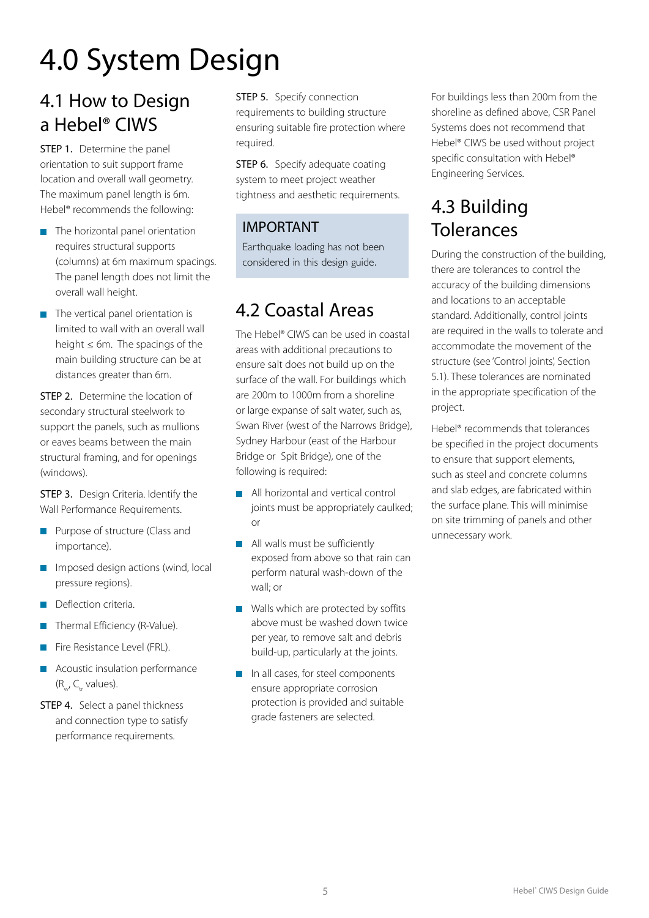# 4.0 System Design

## 4.1 How to Design a Hebel® CIWS

**STEP 1.** Determine the panel orientation to suit support frame location and overall wall geometry. The maximum panel length is 6m. Hebel® recommends the following:

- The horizontal panel orientation requires structural supports (columns) at 6m maximum spacings. The panel length does not limit the overall wall height.
- The vertical panel orientation is limited to wall with an overall wall height ≤ 6m. The spacings of the main building structure can be at distances greater than 6m.

**STEP 2.** Determine the location of secondary structural steelwork to support the panels, such as mullions or eaves beams between the main structural framing, and for openings (windows).

**STEP 3.** Design Criteria. Identify the Wall Performance Requirements.

- Purpose of structure (Class and importance).
- Imposed design actions (wind, local pressure regions).
- Deflection criteria.
- Thermal Efficiency (R-Value).
- Fire Resistance Level (FRL).
- Acoustic insulation performance ($R_w$, $C_{tr}$ values).

**STEP 4.** Select a panel thickness and connection type to satisfy performance requirements.

**STEP 5.** Specify connection requirements to building structure ensuring suitable fire protection where required.

**STEP 6.** Specify adequate coating system to meet project weather tightness and aesthetic requirements.

> **IMPORTANT**
>
> Earthquake loading has not been considered in this design guide.

## 4.2 Coastal Areas

The Hebel® CIWS can be used in coastal areas with additional precautions to ensure salt does not build up on the surface of the wall. For buildings which are 200m to 1000m from a shoreline or large expanse of salt water, such as, Swan River (west of the Narrows Bridge), Sydney Harbour (east of the Harbour Bridge or Spit Bridge), one of the following is required:

- All horizontal and vertical control joints must be appropriately caulked; or
- All walls must be sufficiently exposed from above so that rain can perform natural wash-down of the wall; or
- Walls which are protected by soffits above must be washed down twice per year, to remove salt and debris build-up, particularly at the joints.
- In all cases, for steel components ensure appropriate corrosion protection is provided and suitable grade fasteners are selected.

For buildings less than 200m from the shoreline as defined above, CSR Panel Systems does not recommend that Hebel® CIWS be used without project specific consultation with Hebel® Engineering Services.

## 4.3 Building Tolerances

During the construction of the building, there are tolerances to control the accuracy of the building dimensions and locations to an acceptable standard. Additionally, control joints are required in the walls to tolerate and accommodate the movement of the structure (see 'Control joints', Section 5.1). These tolerances are nominated in the appropriate specification of the project.

Hebel® recommends that tolerances be specified in the project documents to ensure that support elements, such as steel and concrete columns and slab edges, are fabricated within the surface plane. This will minimise on site trimming of panels and other unnecessary work.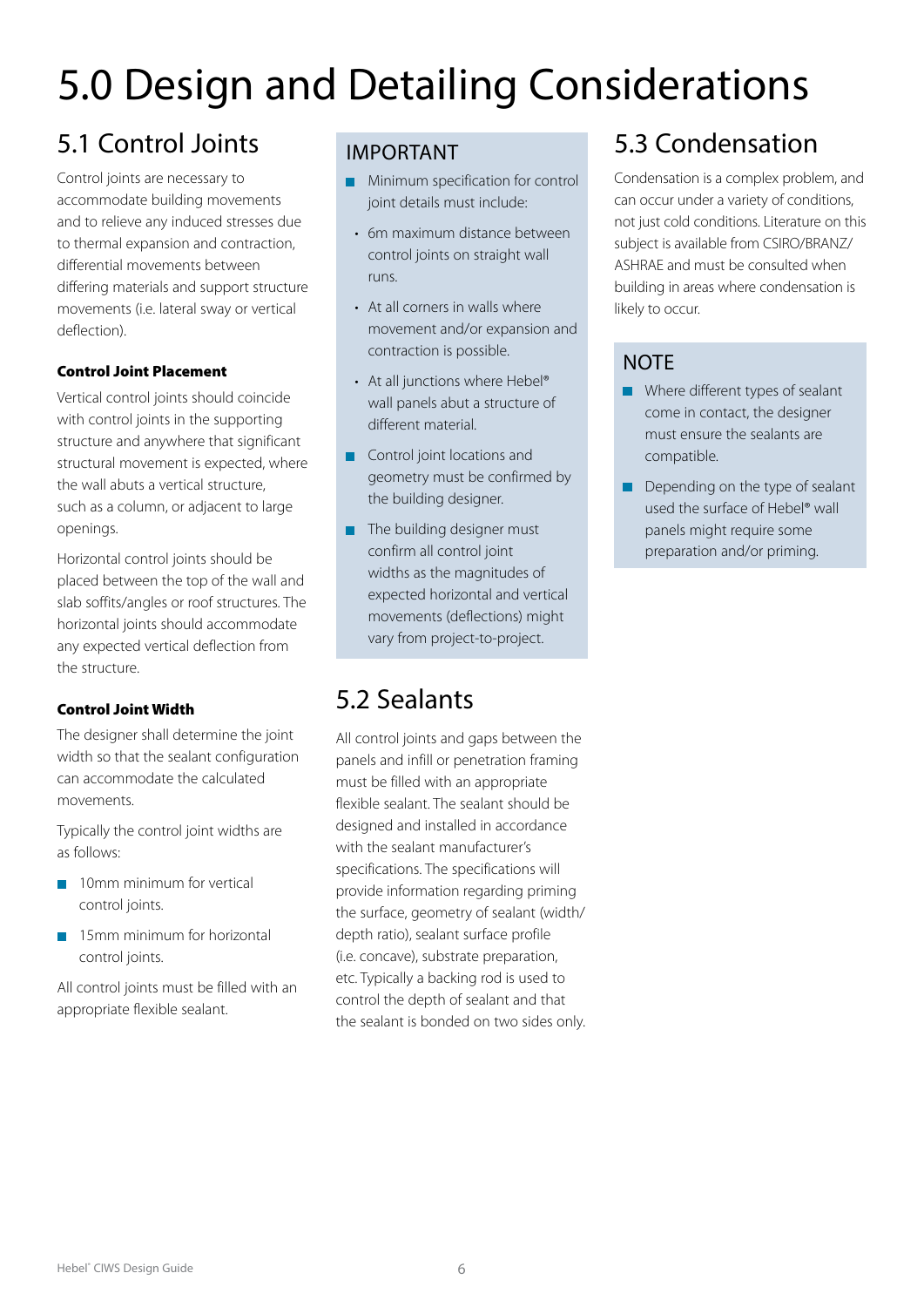# 5.0 Design and Detailing Considerations

## 5.1 Control Joints

Control joints are necessary to accommodate building movements and to relieve any induced stresses due to thermal expansion and contraction, differential movements between differing materials and support structure movements (i.e. lateral sway or vertical deflection).

**Control Joint Placement**

Vertical control joints should coincide with control joints in the supporting structure and anywhere that significant structural movement is expected, where the wall abuts a vertical structure, such as a column, or adjacent to large openings.

Horizontal control joints should be placed between the top of the wall and slab soffits/angles or roof structures. The horizontal joints should accommodate any expected vertical deflection from the structure.

**Control Joint Width**

The designer shall determine the joint width so that the sealant configuration can accommodate the calculated movements.

Typically the control joint widths are as follows:

- 10mm minimum for vertical control joints.
- 15mm minimum for horizontal control joints.

All control joints must be filled with an appropriate flexible sealant.

### IMPORTANT

- Minimum specification for control joint details must include:
  - 6m maximum distance between control joints on straight wall runs.
  - At all corners in walls where movement and/or expansion and contraction is possible.
  - At all junctions where Hebel® wall panels abut a structure of different material.
- Control joint locations and geometry must be confirmed by the building designer.
- The building designer must confirm all control joint widths as the magnitudes of expected horizontal and vertical movements (deflections) might vary from project-to-project.

## 5.2 Sealants

All control joints and gaps between the panels and infill or penetration framing must be filled with an appropriate flexible sealant. The sealant should be designed and installed in accordance with the sealant manufacturer's specifications. The specifications will provide information regarding priming the surface, geometry of sealant (width/depth ratio), sealant surface profile (i.e. concave), substrate preparation, etc. Typically a backing rod is used to control the depth of sealant and that the sealant is bonded on two sides only.

## 5.3 Condensation

Condensation is a complex problem, and can occur under a variety of conditions, not just cold conditions. Literature on this subject is available from CSIRO/BRANZ/ASHRAE and must be consulted when building in areas where condensation is likely to occur.

### NOTE

- Where different types of sealant come in contact, the designer must ensure the sealants are compatible.
- Depending on the type of sealant used the surface of Hebel® wall panels might require some preparation and/or priming.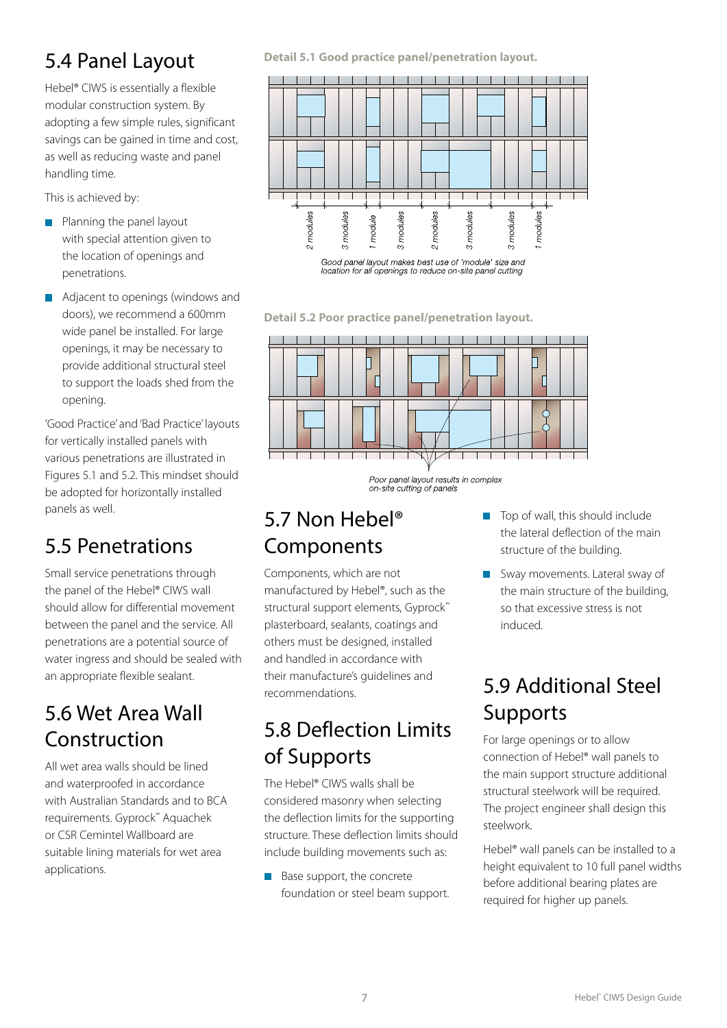## 5.4 Panel Layout

Hebel® CIWS is essentially a flexible modular construction system. By adopting a few simple rules, significant savings can be gained in time and cost, as well as reducing waste and panel handling time.

This is achieved by:

- Planning the panel layout with special attention given to the location of openings and penetrations.
- Adjacent to openings (windows and doors), we recommend a 600mm wide panel be installed. For large openings, it may be necessary to provide additional structural steel to support the loads shed from the opening.

'Good Practice' and 'Bad Practice' layouts for vertically installed panels with various penetrations are illustrated in Figures 5.1 and 5.2. This mindset should be adopted for horizontally installed panels as well.

**Detail 5.1 Good practice panel/penetration layout.**

2 modules, 3 modules, 1 module, 3 modules, 2 modules, 3 modules, 3 modules, 1 modules

Good panel layout makes best use of 'module' size and location for all openings to reduce on-site panel cutting

**Detail 5.2 Poor practice panel/penetration layout.**

Poor panel layout results in complex on-site cutting of panels

## 5.5 Penetrations

Small service penetrations through the panel of the Hebel® CIWS wall should allow for differential movement between the panel and the service. All penetrations are a potential source of water ingress and should be sealed with an appropriate flexible sealant.

## 5.6 Wet Area Wall Construction

All wet area walls should be lined and waterproofed in accordance with Australian Standards and to BCA requirements. Gyprock™ Aquachek or CSR Cemintel Wallboard are suitable lining materials for wet area applications.

## 5.7 Non Hebel® Components

Components, which are not manufactured by Hebel®, such as the structural support elements, Gyprock™ plasterboard, sealants, coatings and others must be designed, installed and handled in accordance with their manufacture's guidelines and recommendations.

## 5.8 Deflection Limits of Supports

The Hebel® CIWS walls shall be considered masonry when selecting the deflection limits for the supporting structure. These deflection limits should include building movements such as:

- Base support, the concrete foundation or steel beam support.
- Top of wall, this should include the lateral deflection of the main structure of the building.
- Sway movements. Lateral sway of the main structure of the building, so that excessive stress is not induced.

## 5.9 Additional Steel Supports

For large openings or to allow connection of Hebel® wall panels to the main support structure additional structural steelwork will be required. The project engineer shall design this steelwork.

Hebel® wall panels can be installed to a height equivalent to 10 full panel widths before additional bearing plates are required for higher up panels.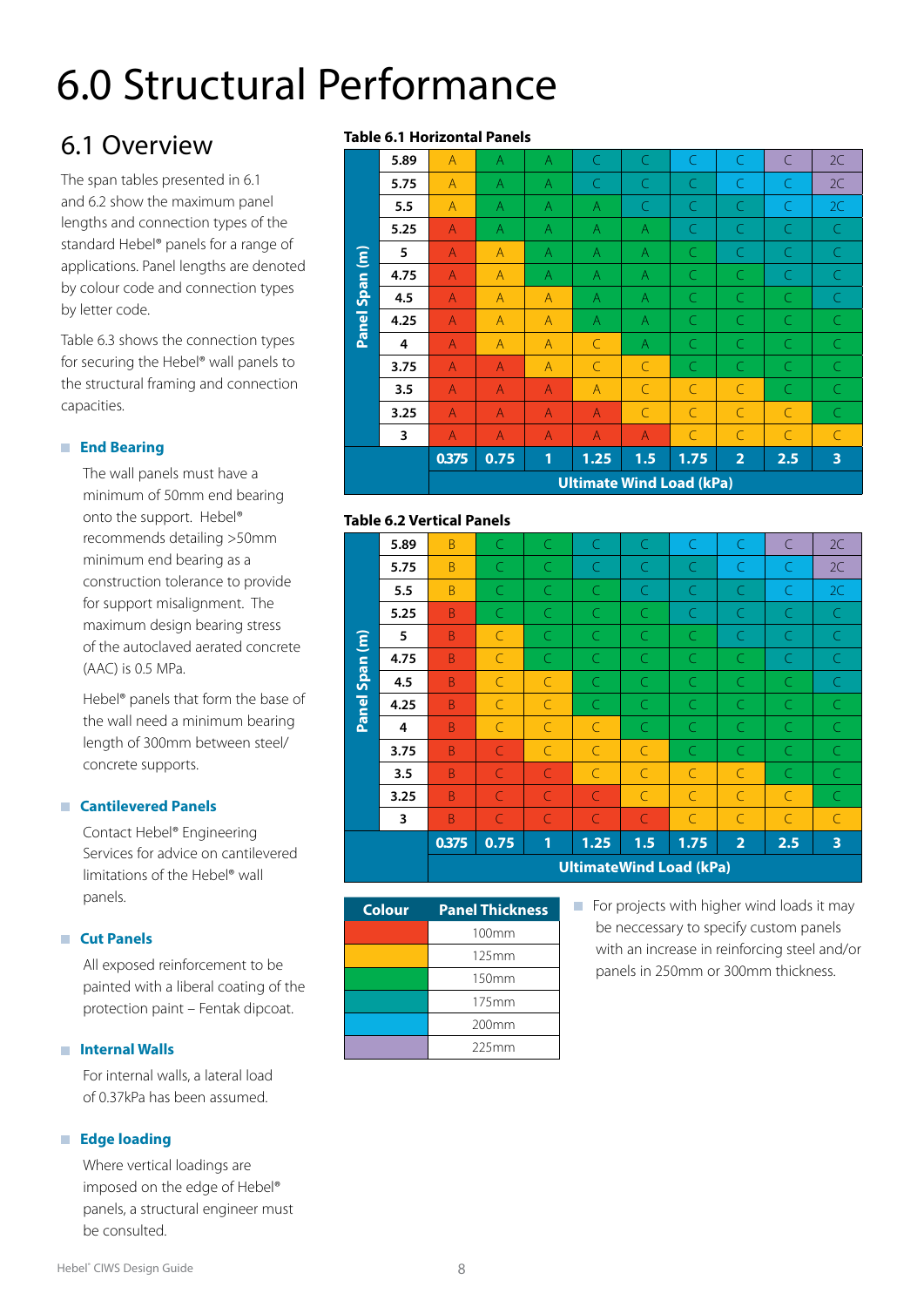# 6.0 Structural Performance

## 6.1 Overview

The span tables presented in 6.1 and 6.2 show the maximum panel lengths and connection types of the standard Hebel® panels for a range of applications. Panel lengths are denoted by colour code and connection types by letter code.

Table 6.3 shows the connection types for securing the Hebel® wall panels to the structural framing and connection capacities.

### End Bearing

The wall panels must have a minimum of 50mm end bearing onto the support. Hebel® recommends detailing >50mm minimum end bearing as a construction tolerance to provide for support misalignment. The maximum design bearing stress of the autoclaved aerated concrete (AAC) is 0.5 MPa.

Hebel® panels that form the base of the wall need a minimum bearing length of 300mm between steel/concrete supports.

### Cantilevered Panels

Contact Hebel® Engineering Services for advice on cantilevered limitations of the Hebel® wall panels.

### Cut Panels

All exposed reinforcement to be painted with a liberal coating of the protection paint – Fentak dipcoat.

### Internal Walls

For internal walls, a lateral load of 0.37kPa has been assumed.

### Edge loading

Where vertical loadings are imposed on the edge of Hebel® panels, a structural engineer must be consulted.

**Table 6.1 Horizontal Panels**

| Panel Span (m) | 0.375 | 0.75 | 1 | 1.25 | 1.5 | 1.75 | 2 | 2.5 | 3 |
|---|---|---|---|---|---|---|---|---|---|
| 5.89 | A (125mm) | A (150mm) | A (150mm) | C (175mm) | C (175mm) | C (200mm) | C (200mm) | C (225mm) | 2C (225mm) |
| 5.75 | A (125mm) | A (150mm) | A (150mm) | C (175mm) | C (175mm) | C (175mm) | C (200mm) | C (200mm) | 2C (225mm) |
| 5.5 | A (125mm) | A (150mm) | A (150mm) | A (150mm) | C (175mm) | C (175mm) | C (175mm) | C (200mm) | 2C (200mm) |
| 5.25 | A (100mm) | A (150mm) | A (150mm) | A (150mm) | A (150mm) | C (175mm) | C (175mm) | C (175mm) | C (175mm) |
| 5 | A (100mm) | A (125mm) | A (150mm) | A (150mm) | A (150mm) | C (150mm) | C (175mm) | C (175mm) | C (175mm) |
| 4.75 | A (100mm) | A (125mm) | A (150mm) | A (150mm) | A (150mm) | C (150mm) | C (150mm) | C (175mm) | C (175mm) |
| 4.5 | A (100mm) | A (125mm) | A (125mm) | A (150mm) | A (150mm) | C (150mm) | C (150mm) | C (150mm) | C (175mm) |
| 4.25 | A (100mm) | A (125mm) | A (125mm) | A (150mm) | A (150mm) | C (150mm) | C (150mm) | C (150mm) | C (150mm) |
| 4 | A (100mm) | A (125mm) | A (125mm) | C (125mm) | A (150mm) | C (150mm) | C (150mm) | C (150mm) | C (150mm) |
| 3.75 | A (100mm) | A (100mm) | A (125mm) | C (125mm) | C (125mm) | C (150mm) | C (150mm) | C (150mm) | C (150mm) |
| 3.5 | A (100mm) | A (100mm) | A (100mm) | A (125mm) | C (125mm) | C (125mm) | C (125mm) | C (150mm) | C (150mm) |
| 3.25 | A (100mm) | A (100mm) | A (100mm) | A (100mm) | C (125mm) | C (125mm) | C (125mm) | C (125mm) | C (150mm) |
| 3 | A (100mm) | A (100mm) | A (100mm) | A (100mm) | A (100mm) | C (125mm) | C (125mm) | C (125mm) | C (125mm) |
| | **Ultimate Wind Load (kPa)** | | | | | | | | |

**Table 6.2 Vertical Panels**

| Panel Span (m) | 0.375 | 0.75 | 1 | 1.25 | 1.5 | 1.75 | 2 | 2.5 | 3 |
|---|---|---|---|---|---|---|---|---|---|
| 5.89 | B (125mm) | C (150mm) | C (150mm) | C (175mm) | C (175mm) | C (200mm) | C (200mm) | C (225mm) | 2C (225mm) |
| 5.75 | B (125mm) | C (150mm) | C (150mm) | C (175mm) | C (175mm) | C (175mm) | C (200mm) | C (200mm) | 2C (225mm) |
| 5.5 | B (125mm) | C (150mm) | C (150mm) | C (150mm) | C (175mm) | C (175mm) | C (175mm) | C (200mm) | 2C (200mm) |
| 5.25 | B (100mm) | C (150mm) | C (150mm) | C (150mm) | C (150mm) | C (175mm) | C (175mm) | C (175mm) | C (175mm) |
| 5 | B (100mm) | C (125mm) | C (150mm) | C (150mm) | C (150mm) | C (150mm) | C (175mm) | C (175mm) | C (175mm) |
| 4.75 | B (100mm) | C (125mm) | C (150mm) | C (150mm) | C (150mm) | C (150mm) | C (150mm) | C (175mm) | C (175mm) |
| 4.5 | B (100mm) | C (125mm) | C (125mm) | C (150mm) | C (150mm) | C (150mm) | C (150mm) | C (150mm) | C (175mm) |
| 4.25 | B (100mm) | C (125mm) | C (125mm) | C (150mm) | C (150mm) | C (150mm) | C (150mm) | C (150mm) | C (150mm) |
| 4 | B (100mm) | C (125mm) | C (125mm) | C (125mm) | C (150mm) | C (150mm) | C (150mm) | C (150mm) | C (150mm) |
| 3.75 | B (100mm) | C (100mm) | C (125mm) | C (125mm) | C (125mm) | C (150mm) | C (150mm) | C (150mm) | C (150mm) |
| 3.5 | B (100mm) | C (100mm) | C (100mm) | C (125mm) | C (125mm) | C (125mm) | C (125mm) | C (150mm) | C (150mm) |
| 3.25 | B (100mm) | C (100mm) | C (100mm) | C (100mm) | C (125mm) | C (125mm) | C (125mm) | C (125mm) | C (150mm) |
| 3 | B (100mm) | C (100mm) | C (100mm) | C (100mm) | C (100mm) | C (125mm) | C (125mm) | C (125mm) | C (125mm) |
| | **UltimateWind Load (kPa)** | | | | | | | | |

| Colour | Panel Thickness |
|---|---|
| Red | 100mm |
| Yellow | 125mm |
| Green | 150mm |
| Teal | 175mm |
| Blue | 200mm |
| Purple | 225mm |

- For projects with higher wind loads it may be neccessary to specify custom panels with an increase in reinforcing steel and/or panels in 250mm or 300mm thickness.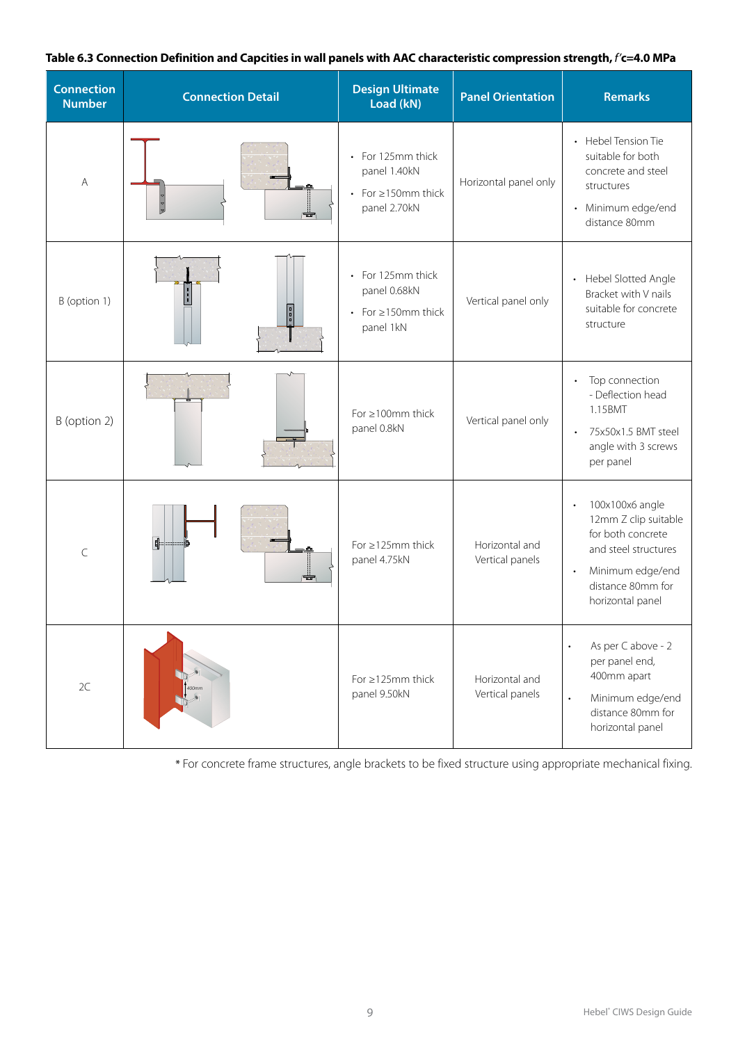**Table 6.3 Connection Definition and Capcities in wall panels with AAC characteristic compression strength, *f'*c=4.0 MPa**

| Connection Number | Connection Detail | Design Ultimate Load (kN) | Panel Orientation | Remarks |
|---|---|---|---|---|
| A | | • For 125mm thick panel 1.40kN<br>• For ≥150mm thick panel 2.70kN | Horizontal panel only | • Hebel Tension Tie suitable for both concrete and steel structures<br>• Minimum edge/end distance 80mm |
| B (option 1) | | • For 125mm thick panel 0.68kN<br>• For ≥150mm thick panel 1kN | Vertical panel only | • Hebel Slotted Angle Bracket with V nails suitable for concrete structure |
| B (option 2) | | For ≥100mm thick panel 0.8kN | Vertical panel only | • Top connection - Deflection head 1.15BMT<br>• 75x50x1.5 BMT steel angle with 3 screws per panel |
| C | | For ≥125mm thick panel 4.75kN | Horizontal and Vertical panels | • 100x100x6 angle 12mm Z clip suitable for both concrete and steel structures<br>• Minimum edge/end distance 80mm for horizontal panel |
| 2C | | For ≥125mm thick panel 9.50kN | Horizontal and Vertical panels | • As per C above - 2 per panel end, 400mm apart<br>• Minimum edge/end distance 80mm for horizontal panel |

* For concrete frame structures, angle brackets to be fixed structure using appropriate mechanical fixing.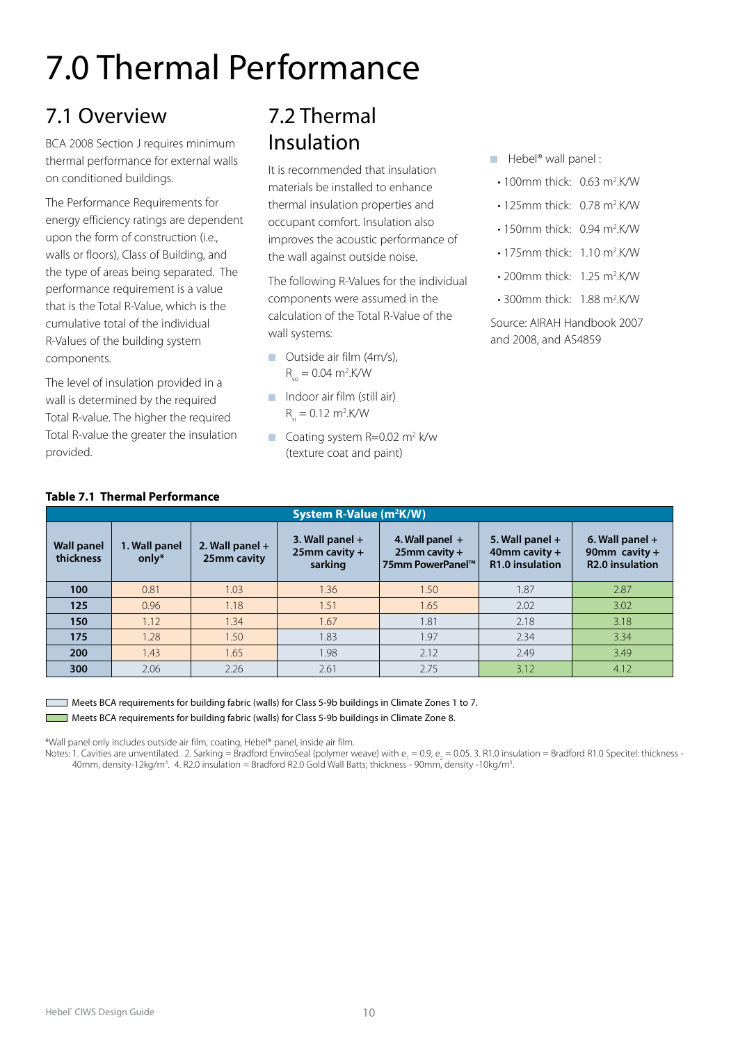// Output uses $...$ per rule 2 (subscripts, superscripts, units like m^2).
# 7.0 Thermal Performance

## 7.1 Overview

BCA 2008 Section J requires minimum thermal performance for external walls on conditioned buildings.

The Performance Requirements for energy efficiency ratings are dependent upon the form of construction (i.e., walls or floors), Class of Building, and the type of areas being separated. The performance requirement is a value that is the Total R-Value, which is the cumulative total of the individual R-Values of the building system components.

The level of insulation provided in a wall is determined by the required Total R-value. The higher the required Total R-value the greater the insulation provided.

## 7.2 Thermal Insulation

It is recommended that insulation materials be installed to enhance thermal insulation properties and occupant comfort. Insulation also improves the acoustic performance of the wall against outside noise.

The following R-Values for the individual components were assumed in the calculation of the Total R-Value of the wall systems:

- Outside air film (4m/s), $R_{so}$ = 0.04 $m^2$.K/W
- Indoor air film (still air) $R_{si}$ = 0.12 $m^2$.K/W
- Coating system R=0.02 $m^2$ k/w (texture coat and paint)
- Hebel® wall panel :
  - 100mm thick: 0.63 $m^2$.K/W
  - 125mm thick: 0.78 $m^2$.K/W
  - 150mm thick: 0.94 $m^2$.K/W
  - 175mm thick: 1.10 $m^2$.K/W
  - 200mm thick: 1.25 $m^2$.K/W
  - 300mm thick: 1.88 $m^2$.K/W

Source: AIRAH Handbook 2007 and 2008, and AS4859

**Table 7.1 Thermal Performance**

| | System R-Value ($m^2$K/W) | | | | | |
|---|---|---|---|---|---|---|
| **Wall panel thickness** | **1. Wall panel only*** | **2. Wall panel + 25mm cavity** | **3. Wall panel + 25mm cavity + sarking** | **4. Wall panel + 25mm cavity + 75mm PowerPanel™** | **5. Wall panel + 40mm cavity + R1.0 insulation** | **6. Wall panel + 90mm cavity + R2.0 insulation** |
| **100** | 0.81 | 1.03 | 1.36 | 1.50 | 1.87 | 2.87 |
| **125** | 0.96 | 1.18 | 1.51 | 1.65 | 2.02 | 3.02 |
| **150** | 1.12 | 1.34 | 1.67 | 1.81 | 2.18 | 3.18 |
| **175** | 1.28 | 1.50 | 1.83 | 1.97 | 2.34 | 3.34 |
| **200** | 1.43 | 1.65 | 1.98 | 2.12 | 2.49 | 3.49 |
| **300** | 2.06 | 2.26 | 2.61 | 2.75 | 3.12 | 4.12 |

Meets BCA requirements for building fabric (walls) for Class 5-9b buildings in Climate Zones 1 to 7.

Meets BCA requirements for building fabric (walls) for Class 5-9b buildings in Climate Zone 8.

*Wall panel only includes outside air film, coating, Hebel® panel, inside air film.

Notes: 1. Cavities are unventilated. 2. Sarking = Bradford EnviroSeal (polymer weave) with $e_1$ = 0.9, $e_2$ = 0.05. 3. R1.0 insulation = Bradford R1.0 Specitel: thickness - 40mm, density-12kg/$m^3$. 4. R2.0 insulation = Bradford R2.0 Gold Wall Batts; thickness - 90mm, density -10kg/$m^3$.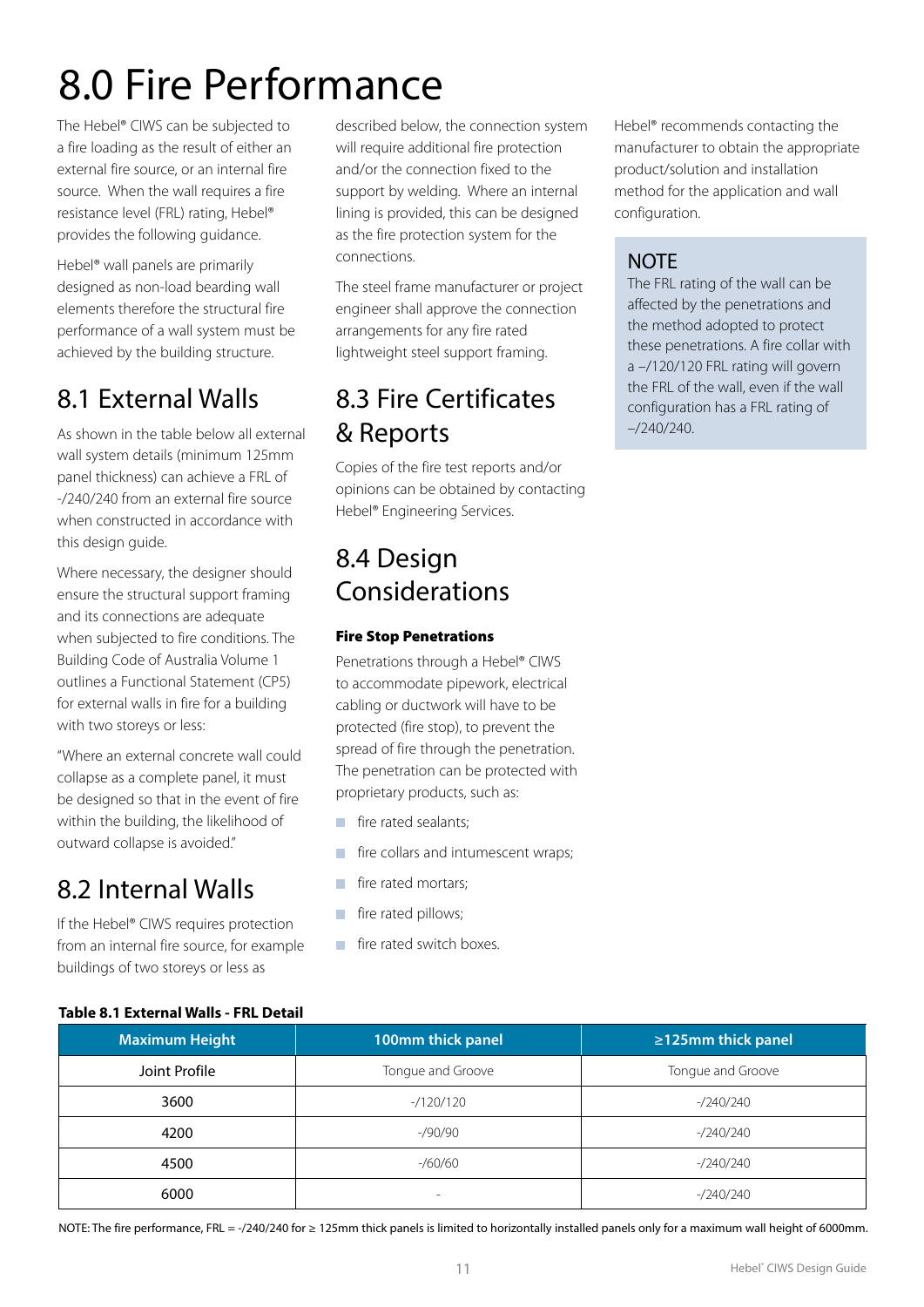# 8.0 Fire Performance

The Hebel® CIWS can be subjected to a fire loading as the result of either an external fire source, or an internal fire source. When the wall requires a fire resistance level (FRL) rating, Hebel® provides the following guidance.

Hebel® wall panels are primarily designed as non-load bearing wall elements therefore the structural fire performance of a wall system must be achieved by the building structure.

## 8.1 External Walls

As shown in the table below all external wall system details (minimum 125mm panel thickness) can achieve a FRL of -/240/240 from an external fire source when constructed in accordance with this design guide.

Where necessary, the designer should ensure the structural support framing and its connections are adequate when subjected to fire conditions. The Building Code of Australia Volume 1 outlines a Functional Statement (CP5) for external walls in fire for a building with two storeys or less:

"Where an external concrete wall could collapse as a complete panel, it must be designed so that in the event of fire within the building, the likelihood of outward collapse is avoided."

## 8.2 Internal Walls

If the Hebel® CIWS requires protection from an internal fire source, for example buildings of two storeys or less as described below, the connection system will require additional fire protection and/or the connection fixed to the support by welding. Where an internal lining is provided, this can be designed as the fire protection system for the connections.

The steel frame manufacturer or project engineer shall approve the connection arrangements for any fire rated lightweight steel support framing.

## 8.3 Fire Certificates & Reports

Copies of the fire test reports and/or opinions can be obtained by contacting Hebel® Engineering Services.

## 8.4 Design Considerations

**Fire Stop Penetrations**

Penetrations through a Hebel® CIWS to accommodate pipework, electrical cabling or ductwork will have to be protected (fire stop), to prevent the spread of fire through the penetration. The penetration can be protected with proprietary products, such as:

- fire rated sealants;
- fire collars and intumescent wraps;
- fire rated mortars;
- fire rated pillows;
- fire rated switch boxes.

Hebel® recommends contacting the manufacturer to obtain the appropriate product/solution and installation method for the application and wall configuration.

**NOTE**

The FRL rating of the wall can be affected by the penetrations and the method adopted to protect these penetrations. A fire collar with a –/120/120 FRL rating will govern the FRL of the wall, even if the wall configuration has a FRL rating of –/240/240.

**Table 8.1 External Walls - FRL Detail**

| Maximum Height | 100mm thick panel | ≥125mm thick panel |
|---|---|---|
| Joint Profile | Tongue and Groove | Tongue and Groove |
| 3600 | -/120/120 | -/240/240 |
| 4200 | -/90/90 | -/240/240 |
| 4500 | -/60/60 | -/240/240 |
| 6000 | - | -/240/240 |

NOTE: The fire performance, FRL = -/240/240 for ≥ 125mm thick panels is limited to horizontally installed panels only for a maximum wall height of 6000mm.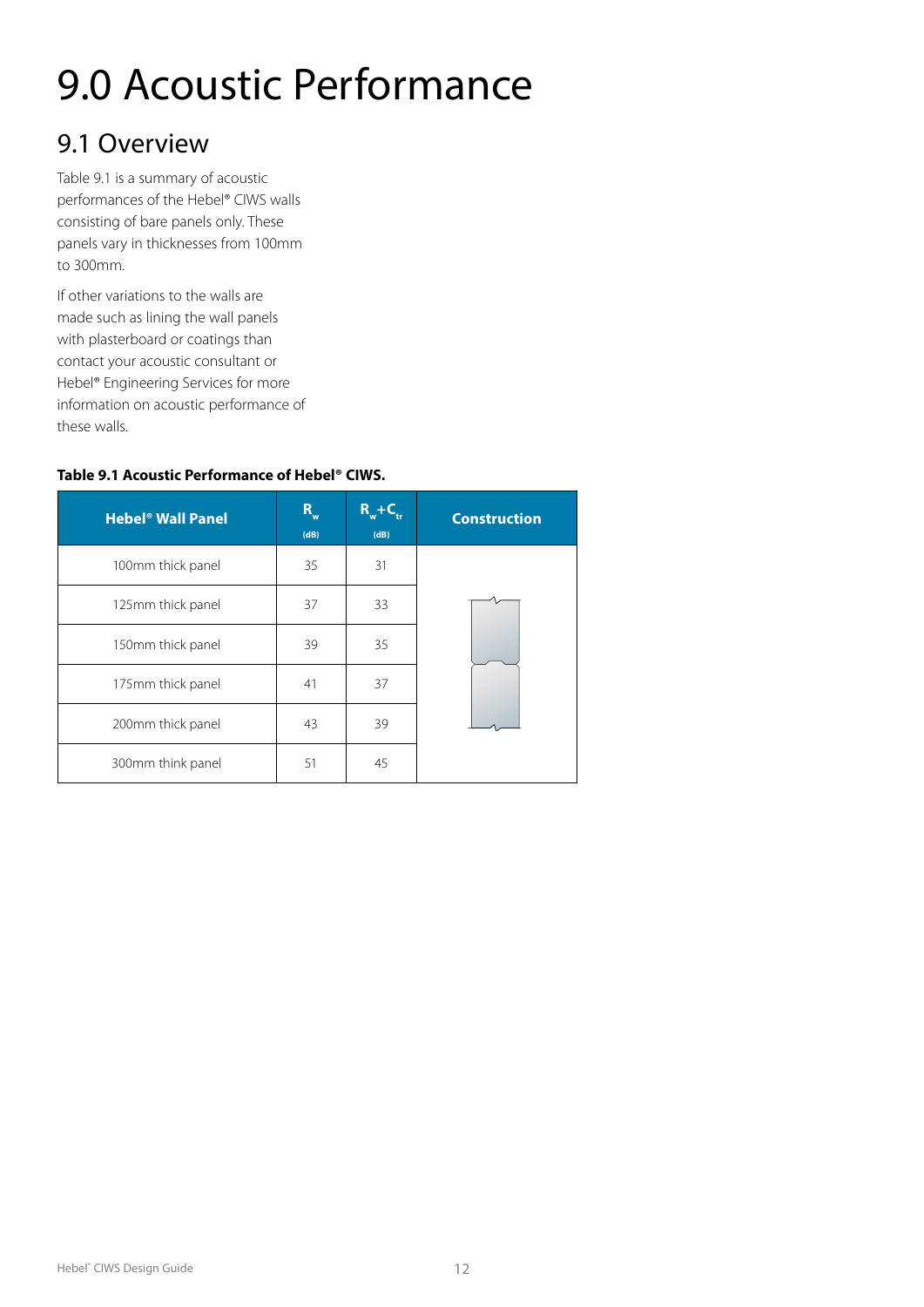# 9.0 Acoustic Performance

## 9.1 Overview

Table 9.1 is a summary of acoustic performances of the Hebel® CIWS walls consisting of bare panels only. These panels vary in thicknesses from 100mm to 300mm.

If other variations to the walls are made such as lining the wall panels with plasterboard or coatings than contact your acoustic consultant or Hebel® Engineering Services for more information on acoustic performance of these walls.

**Table 9.1 Acoustic Performance of Hebel® CIWS.**

| Hebel® Wall Panel | $R_w$ (dB) | $R_w+C_{tr}$ (dB) | Construction |
|---|---|---|---|
| 100mm thick panel | 35 | 31 | |
| 125mm thick panel | 37 | 33 | |
| 150mm thick panel | 39 | 35 | |
| 175mm thick panel | 41 | 37 | |
| 200mm thick panel | 43 | 39 | |
| 300mm think panel | 51 | 45 | |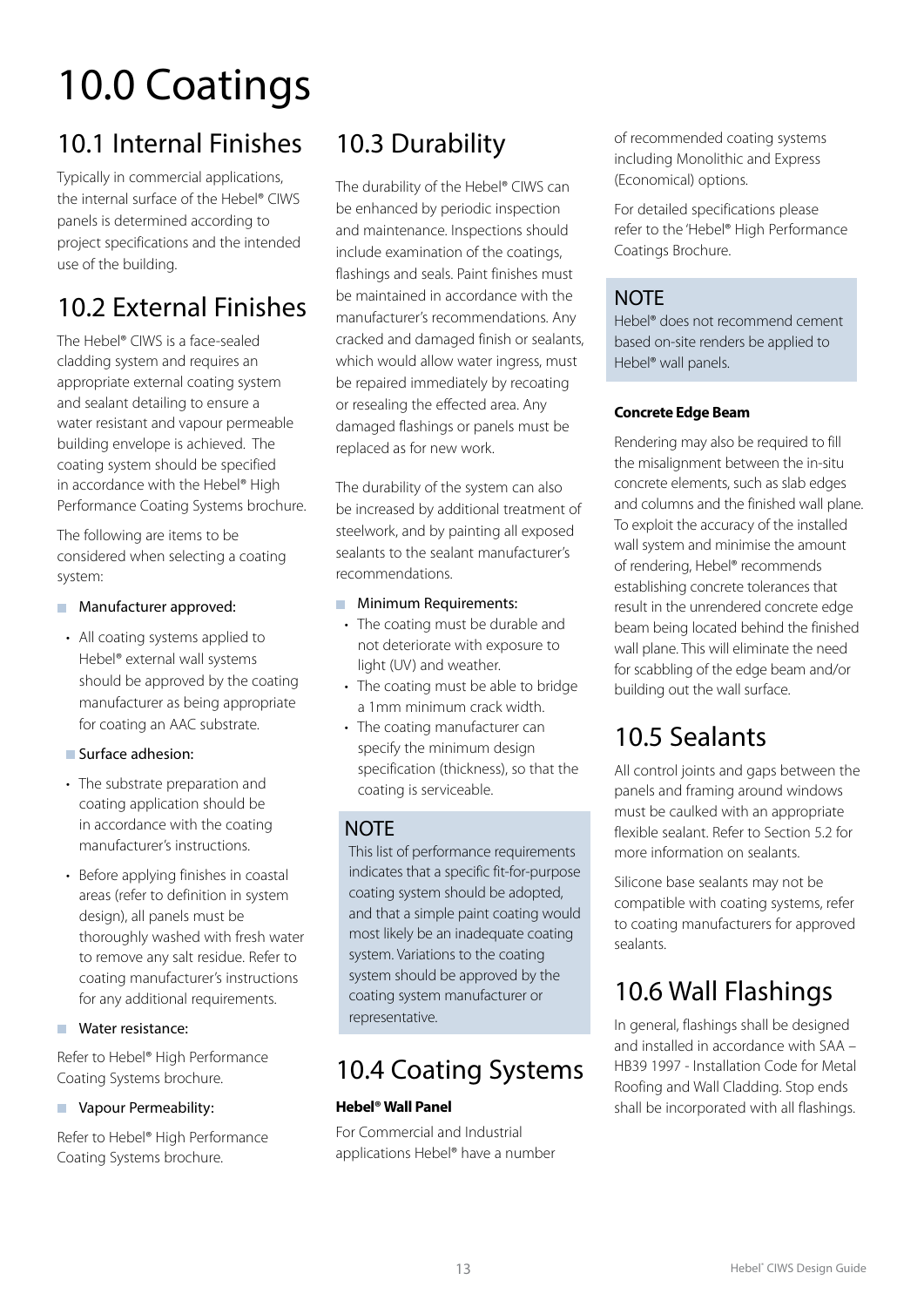# 10.0 Coatings

## 10.1 Internal Finishes

Typically in commercial applications, the internal surface of the Hebel® CIWS panels is determined according to project specifications and the intended use of the building.

## 10.2 External Finishes

The Hebel® CIWS is a face-sealed cladding system and requires an appropriate external coating system and sealant detailing to ensure a water resistant and vapour permeable building envelope is achieved. The coating system should be specified in accordance with the Hebel® High Performance Coating Systems brochure.

The following are items to be considered when selecting a coating system:

- Manufacturer approved:
  - All coating systems applied to Hebel® external wall systems should be approved by the coating manufacturer as being appropriate for coating an AAC substrate.
- Surface adhesion:
  - The substrate preparation and coating application should be in accordance with the coating manufacturer's instructions.
  - Before applying finishes in coastal areas (refer to definition in system design), all panels must be thoroughly washed with fresh water to remove any salt residue. Refer to coating manufacturer's instructions for any additional requirements.
- Water resistance:

Refer to Hebel® High Performance Coating Systems brochure.

- Vapour Permeability:

Refer to Hebel® High Performance Coating Systems brochure.

## 10.3 Durability

The durability of the Hebel® CIWS can be enhanced by periodic inspection and maintenance. Inspections should include examination of the coatings, flashings and seals. Paint finishes must be maintained in accordance with the manufacturer's recommendations. Any cracked and damaged finish or sealants, which would allow water ingress, must be repaired immediately by recoating or resealing the effected area. Any damaged flashings or panels must be replaced as for new work.

The durability of the system can also be increased by additional treatment of steelwork, and by painting all exposed sealants to the sealant manufacturer's recommendations.

- Minimum Requirements:
  - The coating must be durable and not deteriorate with exposure to light (UV) and weather.
  - The coating must be able to bridge a 1mm minimum crack width.
  - The coating manufacturer can specify the minimum design specification (thickness), so that the coating is serviceable.

**NOTE**

This list of performance requirements indicates that a specific fit-for-purpose coating system should be adopted, and that a simple paint coating would most likely be an inadequate coating system. Variations to the coating system should be approved by the coating system manufacturer or representative.

## 10.4 Coating Systems

**Hebel® Wall Panel**

For Commercial and Industrial applications Hebel® have a number of recommended coating systems including Monolithic and Express (Economical) options.

For detailed specifications please refer to the 'Hebel® High Performance Coatings Brochure.

**NOTE**

Hebel® does not recommend cement based on-site renders be applied to Hebel® wall panels.

**Concrete Edge Beam**

Rendering may also be required to fill the misalignment between the in-situ concrete elements, such as slab edges and columns and the finished wall plane. To exploit the accuracy of the installed wall system and minimise the amount of rendering, Hebel® recommends establishing concrete tolerances that result in the unrendered concrete edge beam being located behind the finished wall plane. This will eliminate the need for scabbling of the edge beam and/or building out the wall surface.

## 10.5 Sealants

All control joints and gaps between the panels and framing around windows must be caulked with an appropriate flexible sealant. Refer to Section 5.2 for more information on sealants.

Silicone base sealants may not be compatible with coating systems, refer to coating manufacturers for approved sealants.

## 10.6 Wall Flashings

In general, flashings shall be designed and installed in accordance with SAA – HB39 1997 - Installation Code for Metal Roofing and Wall Cladding. Stop ends shall be incorporated with all flashings.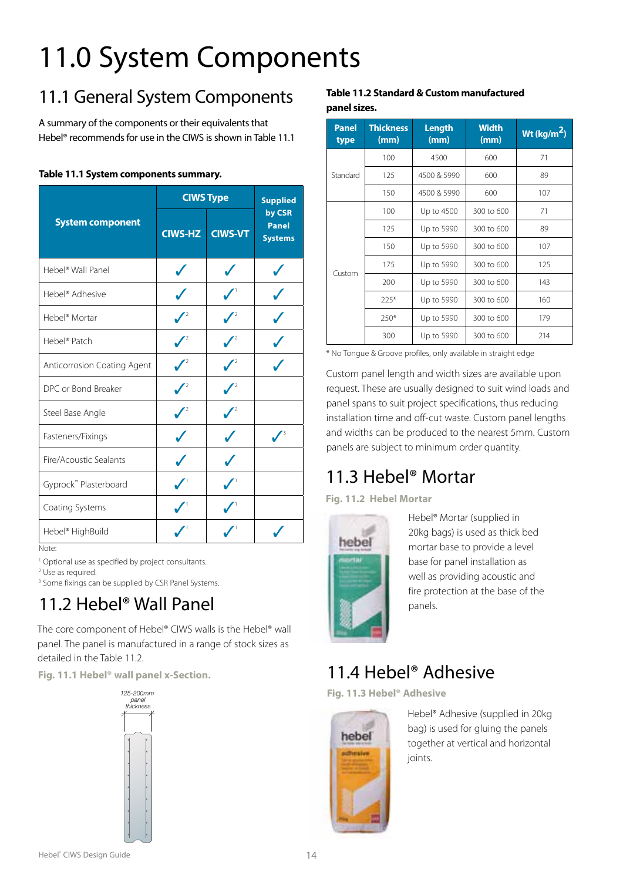# 11.0 System Components

## 11.1 General System Components

A summary of the components or their equivalents that Hebel® recommends for use in the CIWS is shown in Table 11.1

**Table 11.1 System components summary.**

| System component | CIWS Type | | Supplied by CSR Panel Systems |
|---|---|---|---|
| | CIWS-HZ | CIWS-VT | |
| Hebel® Wall Panel | ✓ | ✓ | ✓ |
| Hebel® Adhesive | ✓ | ✓[1] | ✓ |
| Hebel® Mortar | ✓[2] | ✓[2] | ✓ |
| Hebel® Patch | ✓[2] | ✓[2] | ✓ |
| Anticorrosion Coating Agent | ✓[2] | ✓[2] | ✓ |
| DPC or Bond Breaker | ✓[2] | ✓[2] | |
| Steel Base Angle | ✓[2] | ✓[2] | |
| Fasteners/Fixings | ✓ | ✓ | ✓[3] |
| Fire/Acoustic Sealants | ✓ | ✓ | |
| Gyprock™ Plasterboard | ✓[1] | ✓[1] | |
| Coating Systems | ✓[1] | ✓[1] | |
| Hebel® HighBuild | ✓[1] | ✓[1] | ✓ |

Note:
[1] Optional use as specified by project consultants.
[2] Use as required.
[3] Some fixings can be supplied by CSR Panel Systems.

## 11.2 Hebel® Wall Panel

The core component of Hebel® CIWS walls is the Hebel® wall panel. The panel is manufactured in a range of stock sizes as detailed in the Table 11.2.

**Fig. 11.1 Hebel® wall panel x-Section.**

125-200mm panel thickness

**Table 11.2 Standard & Custom manufactured panel sizes.**

| Panel type | Thickness (mm) | Length (mm) | Width (mm) | Wt (kg/m²) |
|---|---|---|---|---|
| Standard | 100 | 4500 | 600 | 71 |
| | 125 | 4500 & 5990 | 600 | 89 |
| | 150 | 4500 & 5990 | 600 | 107 |
| Custom | 100 | Up to 4500 | 300 to 600 | 71 |
| | 125 | Up to 5990 | 300 to 600 | 89 |
| | 150 | Up to 5990 | 300 to 600 | 107 |
| | 175 | Up to 5990 | 300 to 600 | 125 |
| | 200 | Up to 5990 | 300 to 600 | 143 |
| | 225* | Up to 5990 | 300 to 600 | 160 |
| | 250* | Up to 5990 | 300 to 600 | 179 |
| | 300 | Up to 5990 | 300 to 600 | 214 |

\* No Tongue & Groove profiles, only available in straight edge

Custom panel length and width sizes are available upon request. These are usually designed to suit wind loads and panel spans to suit project specifications, thus reducing installation time and off-cut waste. Custom panel lengths and widths can be produced to the nearest 5mm. Custom panels are subject to minimum order quantity.

## 11.3 Hebel® Mortar

**Fig. 11.2 Hebel Mortar**

Hebel® Mortar (supplied in 20kg bags) is used as thick bed mortar base to provide a level base for panel installation as well as providing acoustic and fire protection at the base of the panels.

## 11.4 Hebel® Adhesive

**Fig. 11.3 Hebel® Adhesive**

Hebel® Adhesive (supplied in 20kg bag) is used for gluing the panels together at vertical and horizontal joints.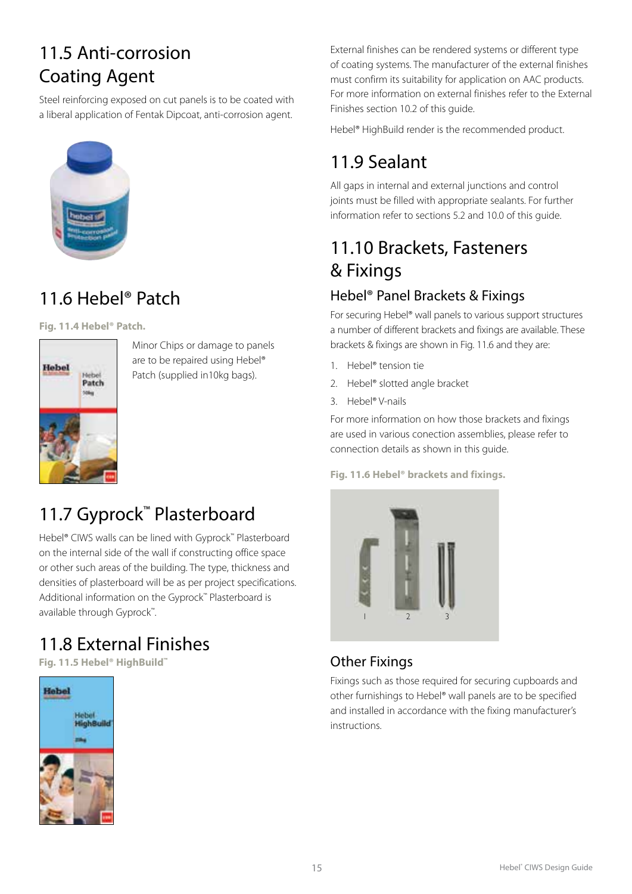## 11.5 Anti-corrosion Coating Agent

Steel reinforcing exposed on cut panels is to be coated with a liberal application of Fentak Dipcoat, anti-corrosion agent.

## 11.6 Hebel® Patch

**Fig. 11.4 Hebel® Patch.**

Minor Chips or damage to panels are to be repaired using Hebel® Patch (supplied in10kg bags).

## 11.7 Gyprock™ Plasterboard

Hebel® CIWS walls can be lined with Gyprock™ Plasterboard on the internal side of the wall if constructing office space or other such areas of the building. The type, thickness and densities of plasterboard will be as per project specifications. Additional information on the Gyprock™ Plasterboard is available through Gyprock™.

## 11.8 External Finishes

**Fig. 11.5 Hebel® HighBuild™**

External finishes can be rendered systems or different type of coating systems. The manufacturer of the external finishes must confirm its suitability for application on AAC products. For more information on external finishes refer to the External Finishes section 10.2 of this guide.

Hebel® HighBuild render is the recommended product.

## 11.9 Sealant

All gaps in internal and external junctions and control joints must be filled with appropriate sealants. For further information refer to sections 5.2 and 10.0 of this guide.

## 11.10 Brackets, Fasteners & Fixings

### Hebel® Panel Brackets & Fixings

For securing Hebel® wall panels to various support structures a number of different brackets and fixings are available. These brackets & fixings are shown in Fig. 11.6 and they are:

1. Hebel® tension tie
2. Hebel® slotted angle bracket
3. Hebel® V-nails

For more information on how those brackets and fixings are used in various conection assemblies, please refer to connection details as shown in this guide.

**Fig. 11.6 Hebel® brackets and fixings.**

### Other Fixings

Fixings such as those required for securing cupboards and other furnishings to Hebel® wall panels are to be specified and installed in accordance with the fixing manufacturer's instructions.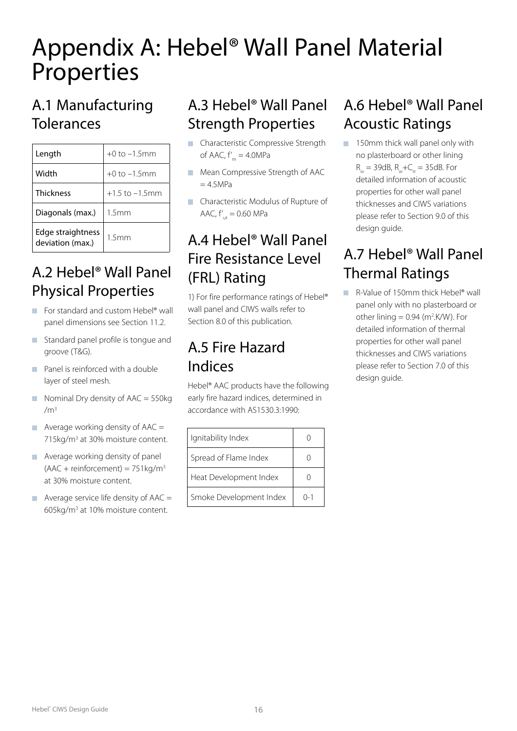# Appendix A: Hebel® Wall Panel Material Properties

## A.1 Manufacturing Tolerances

| | |
|---|---|
| Length | +0 to –1.5mm |
| Width | +0 to –1.5mm |
| Thickness | +1.5 to –1.5mm |
| Diagonals (max.) | 1.5mm |
| Edge straightness deviation (max.) | 1.5mm |

## A.2 Hebel® Wall Panel Physical Properties

- For standard and custom Hebel® wall panel dimensions see Section 11.2.
- Standard panel profile is tongue and groove (T&G).
- Panel is reinforced with a double layer of steel mesh.
- Nominal Dry density of AAC = 550kg /$m^3$
- Average working density of AAC = 715kg/$m^3$ at 30% moisture content.
- Average working density of panel (AAC + reinforcement) = 751kg/$m^3$ at 30% moisture content.
- Average service life density of AAC = 605kg/$m^3$ at 10% moisture content.

## A.3 Hebel® Wall Panel Strength Properties

- Characteristic Compressive Strength of AAC, $f'_m$ = 4.0MPa
- Mean Compressive Strength of AAC = 4.5MPa
- Characteristic Modulus of Rupture of AAC, $f'_{ut}$ = 0.60 MPa

## A.4 Hebel® Wall Panel Fire Resistance Level (FRL) Rating

1) For fire performance ratings of Hebel® wall panel and CIWS walls refer to Section 8.0 of this publication.

## A.5 Fire Hazard Indices

Hebel® AAC products have the following early fire hazard indices, determined in accordance with AS1530.3:1990:

| | |
|---|---|
| Ignitability Index | 0 |
| Spread of Flame Index | 0 |
| Heat Development Index | 0 |
| Smoke Development Index | 0-1 |

## A.6 Hebel® Wall Panel Acoustic Ratings

- 150mm thick wall panel only with no plasterboard or other lining $R_w$ = 39dB, $R_w+C_{tr}$ = 35dB. For detailed information of acoustic properties for other wall panel thicknesses and CIWS variations please refer to Section 9.0 of this design guide.

## A.7 Hebel® Wall Panel Thermal Ratings

- R-Value of 150mm thick Hebel® wall panel only with no plasterboard or other lining = 0.94 ($m^2$.K/W). For detailed information of thermal properties for other wall panel thicknesses and CIWS variations please refer to Section 7.0 of this design guide.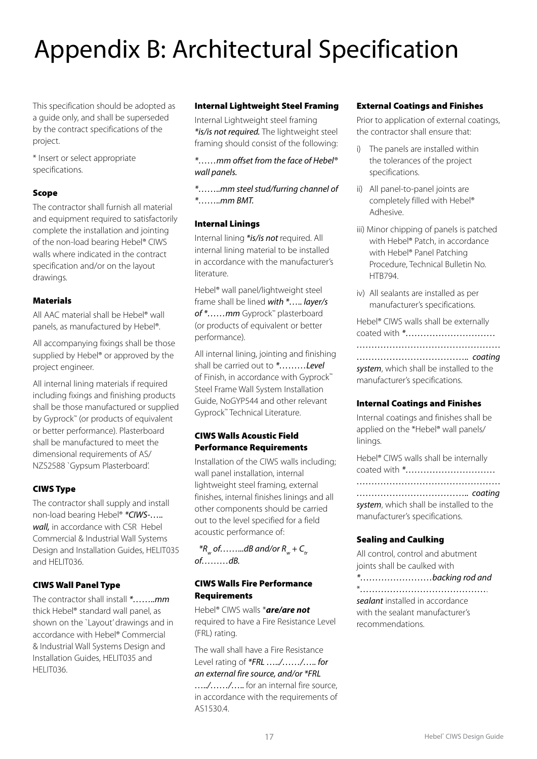# Appendix B: Architectural Specification

This specification should be adopted as a guide only, and shall be superseded by the contract specifications of the project.

\* Insert or select appropriate specifications.

### Scope

The contractor shall furnish all material and equipment required to satisfactorily complete the installation and jointing of the non-load bearing Hebel® CIWS walls where indicated in the contract specification and/or on the layout drawings.

### Materials

All AAC material shall be Hebel® wall panels, as manufactured by Hebel®.

All accompanying fixings shall be those supplied by Hebel® or approved by the project engineer.

All internal lining materials if required including fixings and finishing products shall be those manufactured or supplied by Gyprock™ (or products of equivalent or better performance). Plasterboard shall be manufactured to meet the dimensional requirements of AS/NZS2588 `Gypsum Plasterboard'.

### CIWS Type

The contractor shall supply and install non-load bearing Hebel® *\*CIWS-….. wall,* in accordance with CSR Hebel Commercial & Industrial Wall Systems Design and Installation Guides, HELIT035 and HELIT036.

### CIWS Wall Panel Type

The contractor shall install *\*……..mm* thick Hebel® standard wall panel, as shown on the `Layout' drawings and in accordance with Hebel® Commercial & Industrial Wall Systems Design and Installation Guides, HELIT035 and HELIT036.

### Internal Lightweight Steel Framing

Internal Lightweight steel framing *\*is/is not required.* The lightweight steel framing should consist of the following:

*\*……mm offset from the face of Hebel® wall panels.*

*\*……..mm steel stud/furring channel of \*……..mm BMT.*

### Internal Linings

Internal lining *\*is/is not* required. All internal lining material to be installed in accordance with the manufacturer's literature.

Hebel® wall panel/lightweight steel frame shall be lined ***with \*….. layer/s of \*……mm*** Gyprock™ plasterboard (or products of equivalent or better performance).

All internal lining, jointing and finishing shall be carried out to *\*………Level* of Finish, in accordance with Gyprock™ Steel Frame Wall System Installation Guide, NoGYP544 and other relevant Gyprock™ Technical Literature.

### CIWS Walls Acoustic Field Performance Requirements

Installation of the CIWS walls including; wall panel installation, internal lightweight steel framing, external finishes, internal finishes linings and all other components should be carried out to the level specified for a field acoustic performance of:

*\*$R_w$ of……...dB and/or $R_w + C_{tr}$ of………dB.*

### CIWS Walls Fire Performance Requirements

Hebel® CIWS walls \****are/are not*** required to have a Fire Resistance Level (FRL) rating.

The wall shall have a Fire Resistance Level rating of *\*FRL …../……/….. for an external fire source, and/or \*FRL …../……/…..* for an internal fire source, in accordance with the requirements of AS1530.4.

### External Coatings and Finishes

Prior to application of external coatings, the contractor shall ensure that:

i) The panels are installed within the tolerances of the project specifications.

ii) All panel-to-panel joints are completely filled with Hebel® Adhesive.

iii) Minor chipping of panels is patched with Hebel® Patch, in accordance with Hebel® Panel Patching Procedure, Technical Bulletin No. HTB794.

iv) All sealants are installed as per manufacturer's specifications.

Hebel® CIWS walls shall be externally coated with \*………………………… ………………………………………… ……………………………….. *coating system*, which shall be installed to the manufacturer's specifications.

### Internal Coatings and Finishes

Internal coatings and finishes shall be applied on the \*Hebel® wall panels/linings.

Hebel® CIWS walls shall be internally coated with \*………………………… ………………………………………… ……………………………….. *coating system*, which shall be installed to the manufacturer's specifications.

### Sealing and Caulking

All control, control and abutment joints shall be caulked with *\*……………………backing rod and* \*…………………………………… ***sealant*** installed in accordance with the sealant manufacturer's recommendations.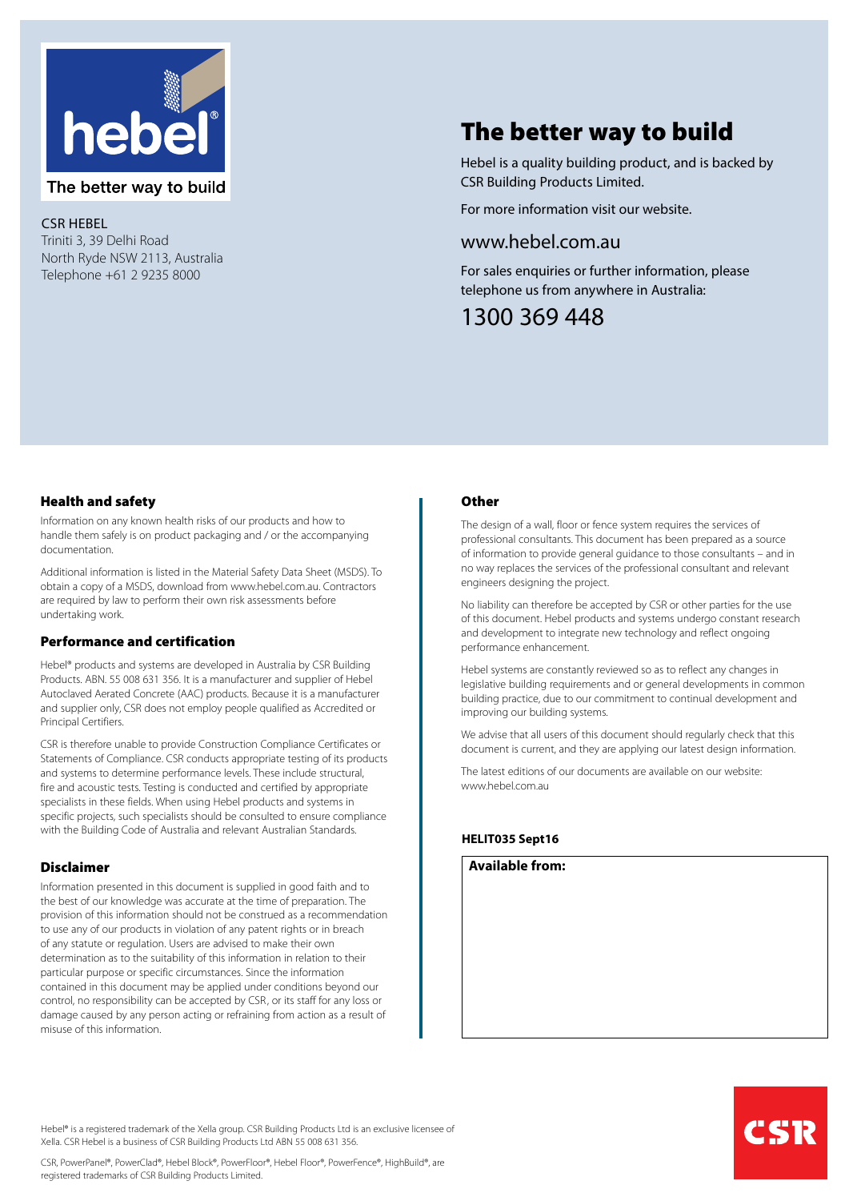hebel

The better way to build

CSR HEBEL
Triniti 3, 39 Delhi Road
North Ryde NSW 2113, Australia
Telephone +61 2 9235 8000

# The better way to build

Hebel is a quality building product, and is backed by CSR Building Products Limited.

For more information visit our website.

www.hebel.com.au

For sales enquiries or further information, please telephone us from anywhere in Australia:

1300 369 448

## Health and safety

Information on any known health risks of our products and how to handle them safely is on product packaging and / or the accompanying documentation.

Additional information is listed in the Material Safety Data Sheet (MSDS). To obtain a copy of a MSDS, download from www.hebel.com.au. Contractors are required by law to perform their own risk assessments before undertaking work.

## Performance and certification

Hebel® products and systems are developed in Australia by CSR Building Products. ABN. 55 008 631 356. It is a manufacturer and supplier of Hebel Autoclaved Aerated Concrete (AAC) products. Because it is a manufacturer and supplier only, CSR does not employ people qualified as Accredited or Principal Certifiers.

CSR is therefore unable to provide Construction Compliance Certificates or Statements of Compliance. CSR conducts appropriate testing of its products and systems to determine performance levels. These include structural, fire and acoustic tests. Testing is conducted and certified by appropriate specialists in these fields. When using Hebel products and systems in specific projects, such specialists should be consulted to ensure compliance with the Building Code of Australia and relevant Australian Standards.

## Disclaimer

Information presented in this document is supplied in good faith and to the best of our knowledge was accurate at the time of preparation. The provision of this information should not be construed as a recommendation to use any of our products in violation of any patent rights or in breach of any statute or regulation. Users are advised to make their own determination as to the suitability of this information in relation to their particular purpose or specific circumstances. Since the information contained in this document may be applied under conditions beyond our control, no responsibility can be accepted by CSR, or its staff for any loss or damage caused by any person acting or refraining from action as a result of misuse of this information.

## Other

The design of a wall, floor or fence system requires the services of professional consultants. This document has been prepared as a source of information to provide general guidance to those consultants – and in no way replaces the services of the professional consultant and relevant engineers designing the project.

No liability can therefore be accepted by CSR or other parties for the use of this document. Hebel products and systems undergo constant research and development to integrate new technology and reflect ongoing performance enhancement.

Hebel systems are constantly reviewed so as to reflect any changes in legislative building requirements and or general developments in common building practice, due to our commitment to continual development and improving our building systems.

We advise that all users of this document should regularly check that this document is current, and they are applying our latest design information.

The latest editions of our documents are available on our website: www.hebel.com.au

**HELIT035 Sept16**

**Available from:**

Hebel® is a registered trademark of the Xella group. CSR Building Products Ltd is an exclusive licensee of Xella. CSR Hebel is a business of CSR Building Products Ltd ABN 55 008 631 356.

CSR, PowerPanel®, PowerClad®, Hebel Block®, PowerFloor®, Hebel Floor®, PowerFence®, HighBuild®, are registered trademarks of CSR Building Products Limited.

CSR